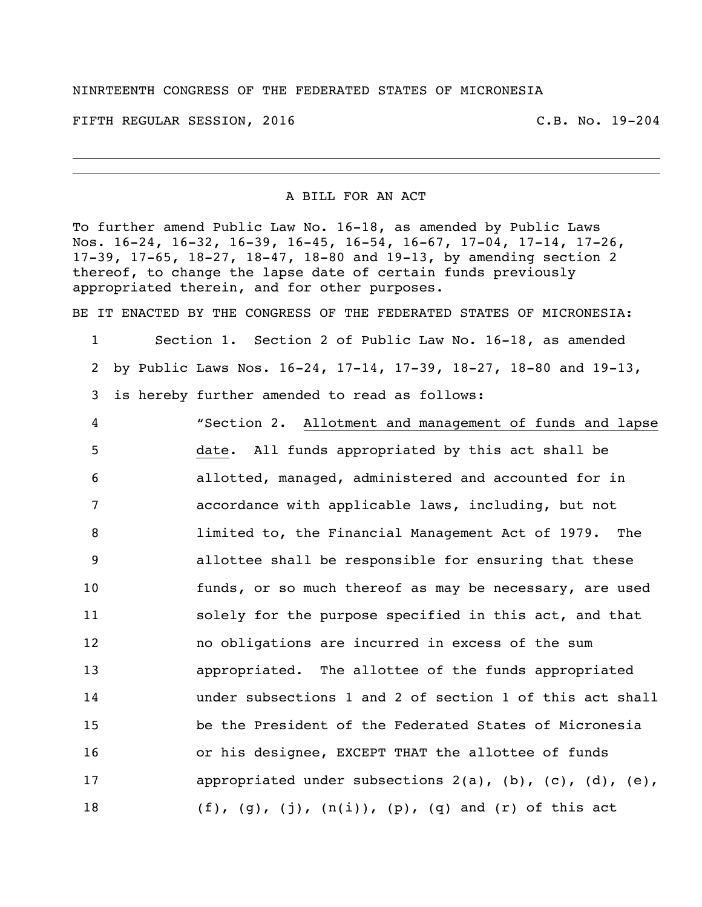NINRTEENTH CONGRESS OF THE FEDERATED STATES OF MICRONESIA

FIFTH REGULAR SESSION, 2016 C.B. No. 19-204

---

A BILL FOR AN ACT

To further amend Public Law No. 16-18, as amended by Public Laws Nos. 16-24, 16-32, 16-39, 16-45, 16-54, 16-67, 17-04, 17-14, 17-26, 17-39, 17-65, 18-27, 18-47, 18-80 and 19-13, by amending section 2 thereof, to change the lapse date of certain funds previously appropriated therein, and for other purposes.

BE IT ENACTED BY THE CONGRESS OF THE FEDERATED STATES OF MICRONESIA:

1 Section 1. Section 2 of Public Law No. 16-18, as amended
2 by Public Laws Nos. 16-24, 17-14, 17-39, 18-27, 18-80 and 19-13,
3 is hereby further amended to read as follows:
4 "Section 2. Allotment and management of funds and lapse
5 date. All funds appropriated by this act shall be
6 allotted, managed, administered and accounted for in
7 accordance with applicable laws, including, but not
8 limited to, the Financial Management Act of 1979. The
9 allottee shall be responsible for ensuring that these
10 funds, or so much thereof as may be necessary, are used
11 solely for the purpose specified in this act, and that
12 no obligations are incurred in excess of the sum
13 appropriated. The allottee of the funds appropriated
14 under subsections 1 and 2 of section 1 of this act shall
15 be the President of the Federated States of Micronesia
16 or his designee, EXCEPT THAT the allottee of funds
17 appropriated under subsections 2(a), (b), (c), (d), (e),
18 (f), (g), (j), (n(i)), (p), (q) and (r) of this act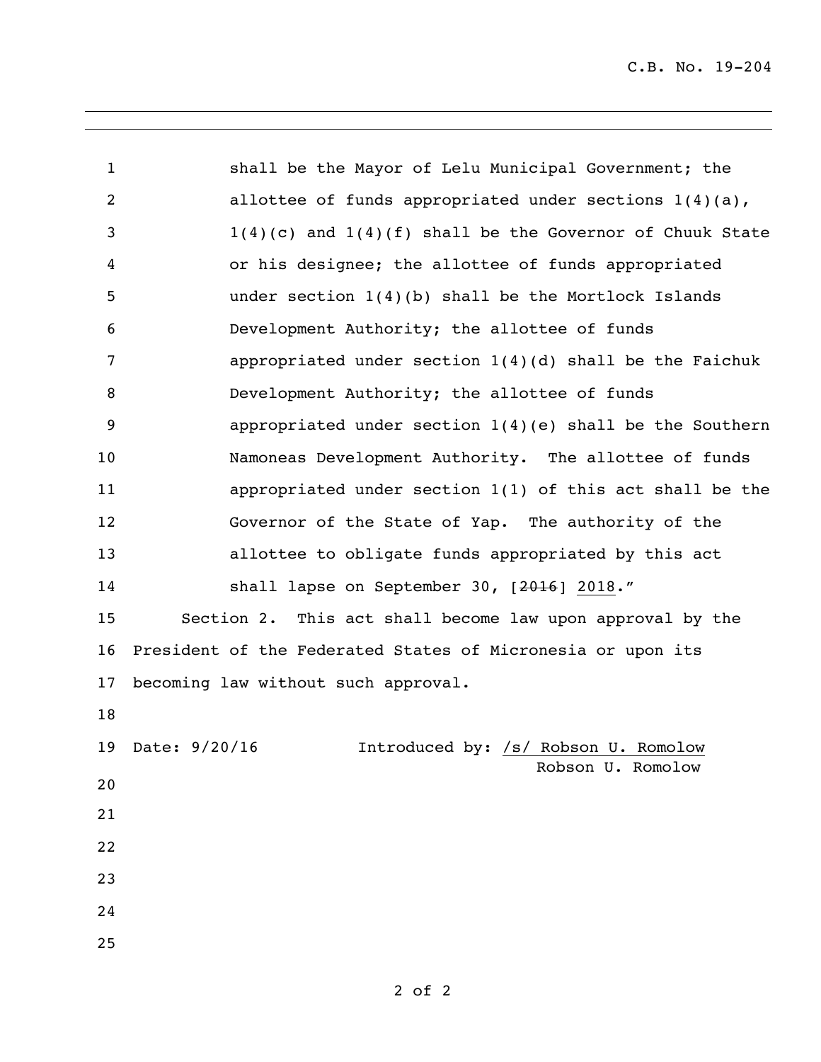shall be the Mayor of Lelu Municipal Government; the allottee of funds appropriated under sections 1(4)(a), 1(4)(c) and 1(4)(f) shall be the Governor of Chuuk State or his designee; the allottee of funds appropriated under section 1(4)(b) shall be the Mortlock Islands Development Authority; the allottee of funds appropriated under section 1(4)(d) shall be the Faichuk Development Authority; the allottee of funds appropriated under section 1(4)(e) shall be the Southern Namoneas Development Authority. The allottee of funds appropriated under section 1(1) of this act shall be the Governor of the State of Yap. The authority of the allottee to obligate funds appropriated by this act shall lapse on September 30, [~~2016~~] <u>2018</u>."

Section 2. This act shall become law upon approval by the President of the Federated States of Micronesia or upon its becoming law without such approval.

Date: 9/20/16

Introduced by: <u>/s/ Robson U. Romolow</u>
Robson U. Romolow